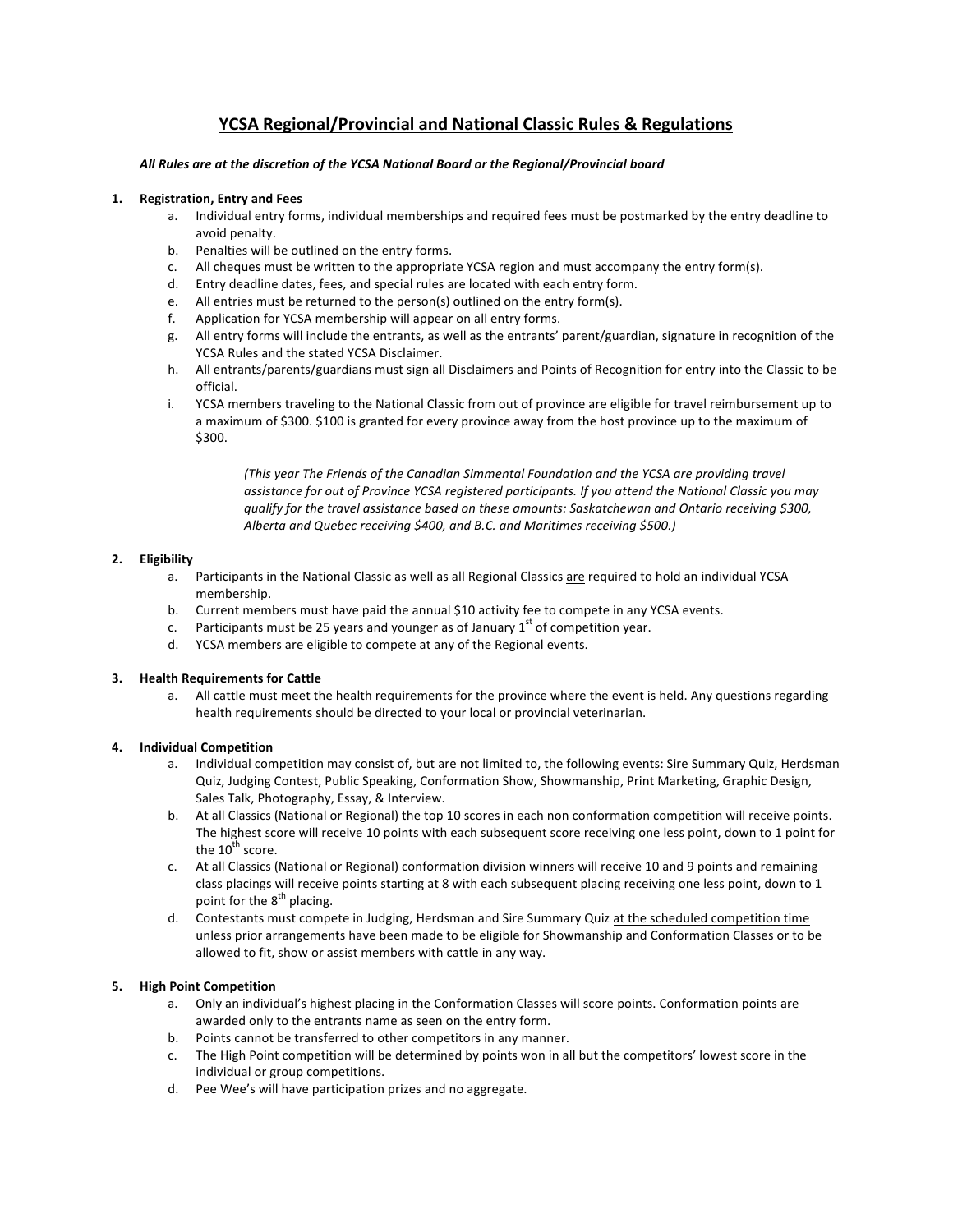# <u>YCSA Regional/Provincial and National Classic Rules & Regulations</u>

***All Rules are at the discretion of the YCSA National Board or the Regional/Provincial board***

1. **Registration, Entry and Fees**
   a. Individual entry forms, individual memberships and required fees must be postmarked by the entry deadline to avoid penalty.
   b. Penalties will be outlined on the entry forms.
   c. All cheques must be written to the appropriate YCSA region and must accompany the entry form(s).
   d. Entry deadline dates, fees, and special rules are located with each entry form.
   e. All entries must be returned to the person(s) outlined on the entry form(s).
   f. Application for YCSA membership will appear on all entry forms.
   g. All entry forms will include the entrants, as well as the entrants' parent/guardian, signature in recognition of the YCSA Rules and the stated YCSA Disclaimer.
   h. All entrants/parents/guardians must sign all Disclaimers and Points of Recognition for entry into the Classic to be official.
   i. YCSA members traveling to the National Classic from out of province are eligible for travel reimbursement up to a maximum of $300. $100 is granted for every province away from the host province up to the maximum of $300.

      *(This year The Friends of the Canadian Simmental Foundation and the YCSA are providing travel assistance for out of Province YCSA registered participants. If you attend the National Classic you may qualify for the travel assistance based on these amounts: Saskatchewan and Ontario receiving $300, Alberta and Quebec receiving $400, and B.C. and Maritimes receiving $500.)*

2. **Eligibility**
   a. Participants in the National Classic as well as all Regional Classics <u>are</u> required to hold an individual YCSA membership.
   b. Current members must have paid the annual $10 activity fee to compete in any YCSA events.
   c. Participants must be 25 years and younger as of January 1st of competition year.
   d. YCSA members are eligible to compete at any of the Regional events.

3. **Health Requirements for Cattle**
   a. All cattle must meet the health requirements for the province where the event is held. Any questions regarding health requirements should be directed to your local or provincial veterinarian.

4. **Individual Competition**
   a. Individual competition may consist of, but are not limited to, the following events: Sire Summary Quiz, Herdsman Quiz, Judging Contest, Public Speaking, Conformation Show, Showmanship, Print Marketing, Graphic Design, Sales Talk, Photography, Essay, & Interview.
   b. At all Classics (National or Regional) the top 10 scores in each non conformation competition will receive points. The highest score will receive 10 points with each subsequent score receiving one less point, down to 1 point for the 10th score.
   c. At all Classics (National or Regional) conformation division winners will receive 10 and 9 points and remaining class placings will receive points starting at 8 with each subsequent placing receiving one less point, down to 1 point for the 8th placing.
   d. Contestants must compete in Judging, Herdsman and Sire Summary Quiz <u>at the scheduled competition time</u> unless prior arrangements have been made to be eligible for Showmanship and Conformation Classes or to be allowed to fit, show or assist members with cattle in any way.

5. **High Point Competition**
   a. Only an individual's highest placing in the Conformation Classes will score points. Conformation points are awarded only to the entrants name as seen on the entry form.
   b. Points cannot be transferred to other competitors in any manner.
   c. The High Point competition will be determined by points won in all but the competitors' lowest score in the individual or group competitions.
   d. Pee Wee's will have participation prizes and no aggregate.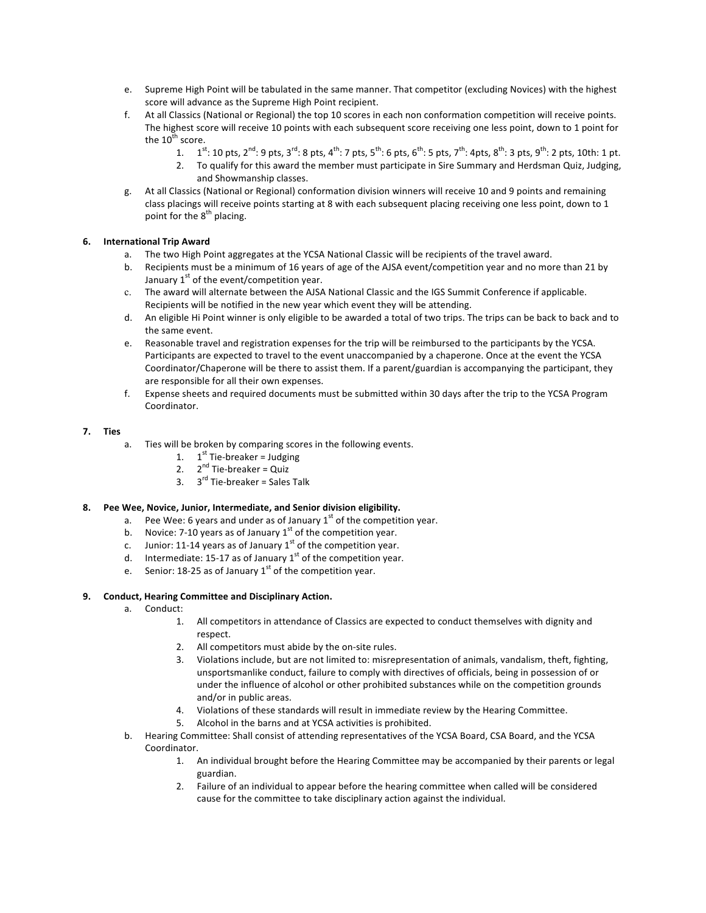e. Supreme High Point will be tabulated in the same manner. That competitor (excluding Novices) with the highest score will advance as the Supreme High Point recipient.

f. At all Classics (National or Regional) the top 10 scores in each non conformation competition will receive points. The highest score will receive 10 points with each subsequent score receiving one less point, down to 1 point for the 10th score.

  1. 1st: 10 pts, 2nd: 9 pts, 3rd: 8 pts, 4th: 7 pts, 5th: 6 pts, 6th: 5 pts, 7th: 4pts, 8th: 3 pts, 9th: 2 pts, 10th: 1 pt.
  2. To qualify for this award the member must participate in Sire Summary and Herdsman Quiz, Judging, and Showmanship classes.

g. At all Classics (National or Regional) conformation division winners will receive 10 and 9 points and remaining class placings will receive points starting at 8 with each subsequent placing receiving one less point, down to 1 point for the 8th placing.

**6. International Trip Award**

a. The two High Point aggregates at the YCSA National Classic will be recipients of the travel award.

b. Recipients must be a minimum of 16 years of age of the AJSA event/competition year and no more than 21 by January 1st of the event/competition year.

c. The award will alternate between the AJSA National Classic and the IGS Summit Conference if applicable. Recipients will be notified in the new year which event they will be attending.

d. An eligible Hi Point winner is only eligible to be awarded a total of two trips. The trips can be back to back and to the same event.

e. Reasonable travel and registration expenses for the trip will be reimbursed to the participants by the YCSA. Participants are expected to travel to the event unaccompanied by a chaperone. Once at the event the YCSA Coordinator/Chaperone will be there to assist them. If a parent/guardian is accompanying the participant, they are responsible for all their own expenses.

f. Expense sheets and required documents must be submitted within 30 days after the trip to the YCSA Program Coordinator.

**7. Ties**

a. Ties will be broken by comparing scores in the following events.

  1. 1st Tie-breaker = Judging
  2. 2nd Tie-breaker = Quiz
  3. 3rd Tie-breaker = Sales Talk

**8. Pee Wee, Novice, Junior, Intermediate, and Senior division eligibility.**

a. Pee Wee: 6 years and under as of January 1st of the competition year.

b. Novice: 7-10 years as of January 1st of the competition year.

c. Junior: 11-14 years as of January 1st of the competition year.

d. Intermediate: 15-17 as of January 1st of the competition year.

e. Senior: 18-25 as of January 1st of the competition year.

**9. Conduct, Hearing Committee and Disciplinary Action.**

a. Conduct:

  1. All competitors in attendance of Classics are expected to conduct themselves with dignity and respect.
  2. All competitors must abide by the on-site rules.
  3. Violations include, but are not limited to: misrepresentation of animals, vandalism, theft, fighting, unsportsmanlike conduct, failure to comply with directives of officials, being in possession of or under the influence of alcohol or other prohibited substances while on the competition grounds and/or in public areas.
  4. Violations of these standards will result in immediate review by the Hearing Committee.
  5. Alcohol in the barns and at YCSA activities is prohibited.

b. Hearing Committee: Shall consist of attending representatives of the YCSA Board, CSA Board, and the YCSA Coordinator.

  1. An individual brought before the Hearing Committee may be accompanied by their parents or legal guardian.
  2. Failure of an individual to appear before the hearing committee when called will be considered cause for the committee to take disciplinary action against the individual.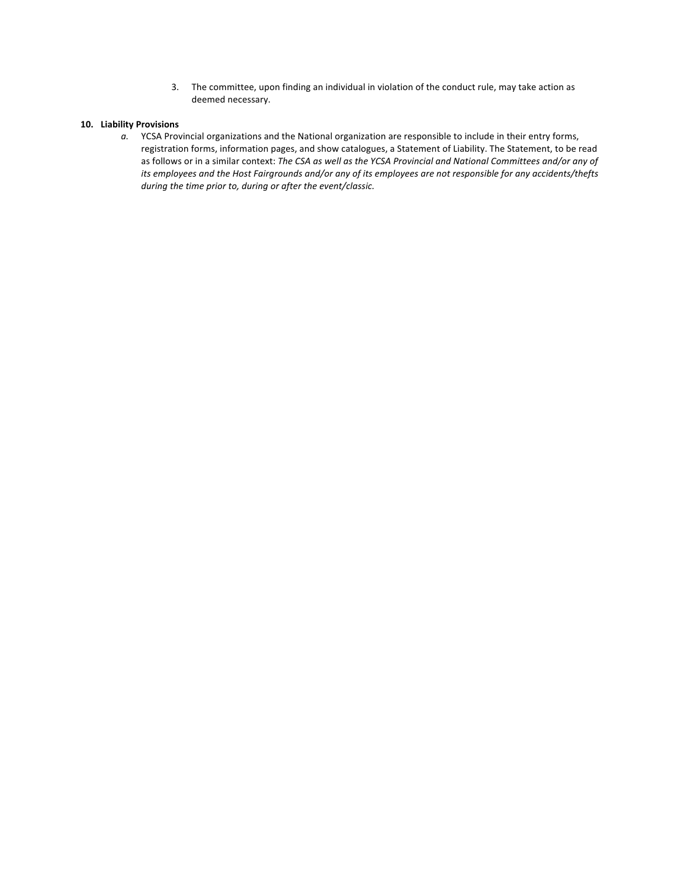3. The committee, upon finding an individual in violation of the conduct rule, may take action as deemed necessary.

**10. Liability Provisions**

*a.* YCSA Provincial organizations and the National organization are responsible to include in their entry forms, registration forms, information pages, and show catalogues, a Statement of Liability. The Statement, to be read as follows or in a similar context: *The CSA as well as the YCSA Provincial and National Committees and/or any of its employees and the Host Fairgrounds and/or any of its employees are not responsible for any accidents/thefts during the time prior to, during or after the event/classic.*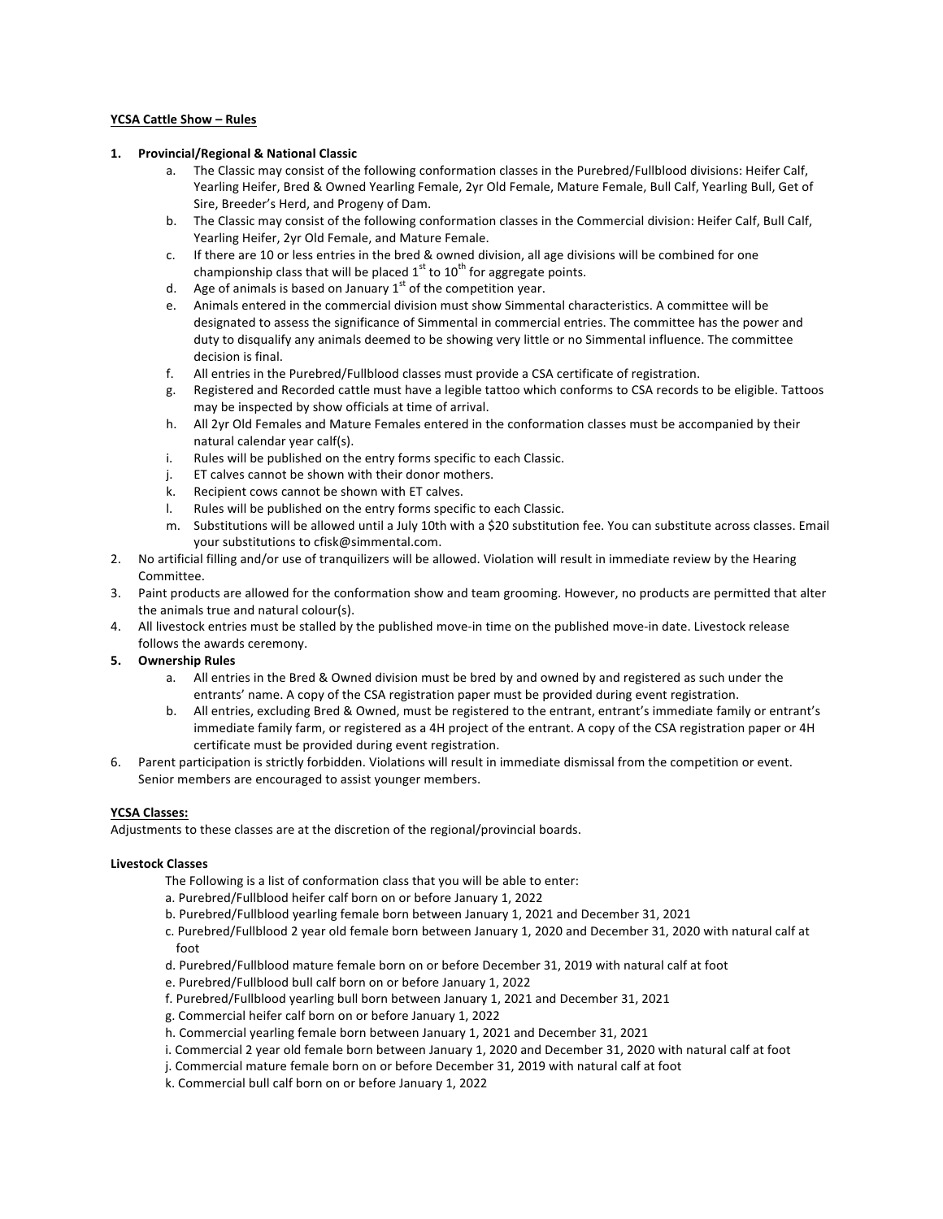**YCSA Cattle Show – Rules**

1. **Provincial/Regional & National Classic**
    a. The Classic may consist of the following conformation classes in the Purebred/Fullblood divisions: Heifer Calf, Yearling Heifer, Bred & Owned Yearling Female, 2yr Old Female, Mature Female, Bull Calf, Yearling Bull, Get of Sire, Breeder's Herd, and Progeny of Dam.
    b. The Classic may consist of the following conformation classes in the Commercial division: Heifer Calf, Bull Calf, Yearling Heifer, 2yr Old Female, and Mature Female.
    c. If there are 10 or less entries in the bred & owned division, all age divisions will be combined for one championship class that will be placed 1st to 10th for aggregate points.
    d. Age of animals is based on January 1st of the competition year.
    e. Animals entered in the commercial division must show Simmental characteristics. A committee will be designated to assess the significance of Simmental in commercial entries. The committee has the power and duty to disqualify any animals deemed to be showing very little or no Simmental influence. The committee decision is final.
    f. All entries in the Purebred/Fullblood classes must provide a CSA certificate of registration.
    g. Registered and Recorded cattle must have a legible tattoo which conforms to CSA records to be eligible. Tattoos may be inspected by show officials at time of arrival.
    h. All 2yr Old Females and Mature Females entered in the conformation classes must be accompanied by their natural calendar year calf(s).
    i. Rules will be published on the entry forms specific to each Classic.
    j. ET calves cannot be shown with their donor mothers.
    k. Recipient cows cannot be shown with ET calves.
    l. Rules will be published on the entry forms specific to each Classic.
    m. Substitutions will be allowed until a July 10th with a $20 substitution fee. You can substitute across classes. Email your substitutions to cfisk@simmental.com.
2. No artificial filling and/or use of tranquilizers will be allowed. Violation will result in immediate review by the Hearing Committee.
3. Paint products are allowed for the conformation show and team grooming. However, no products are permitted that alter the animals true and natural colour(s).
4. All livestock entries must be stalled by the published move-in time on the published move-in date. Livestock release follows the awards ceremony.
5. **Ownership Rules**
    a. All entries in the Bred & Owned division must be bred by and owned by and registered as such under the entrants' name. A copy of the CSA registration paper must be provided during event registration.
    b. All entries, excluding Bred & Owned, must be registered to the entrant, entrant's immediate family or entrant's immediate family farm, or registered as a 4H project of the entrant. A copy of the CSA registration paper or 4H certificate must be provided during event registration.
6. Parent participation is strictly forbidden. Violations will result in immediate dismissal from the competition or event. Senior members are encouraged to assist younger members.

**YCSA Classes:**

Adjustments to these classes are at the discretion of the regional/provincial boards.

**Livestock Classes**

The Following is a list of conformation class that you will be able to enter:

a. Purebred/Fullblood heifer calf born on or before January 1, 2022
b. Purebred/Fullblood yearling female born between January 1, 2021 and December 31, 2021
c. Purebred/Fullblood 2 year old female born between January 1, 2020 and December 31, 2020 with natural calf at foot
d. Purebred/Fullblood mature female born on or before December 31, 2019 with natural calf at foot
e. Purebred/Fullblood bull calf born on or before January 1, 2022
f. Purebred/Fullblood yearling bull born between January 1, 2021 and December 31, 2021
g. Commercial heifer calf born on or before January 1, 2022
h. Commercial yearling female born between January 1, 2021 and December 31, 2021
i. Commercial 2 year old female born between January 1, 2020 and December 31, 2020 with natural calf at foot
j. Commercial mature female born on or before December 31, 2019 with natural calf at foot
k. Commercial bull calf born on or before January 1, 2022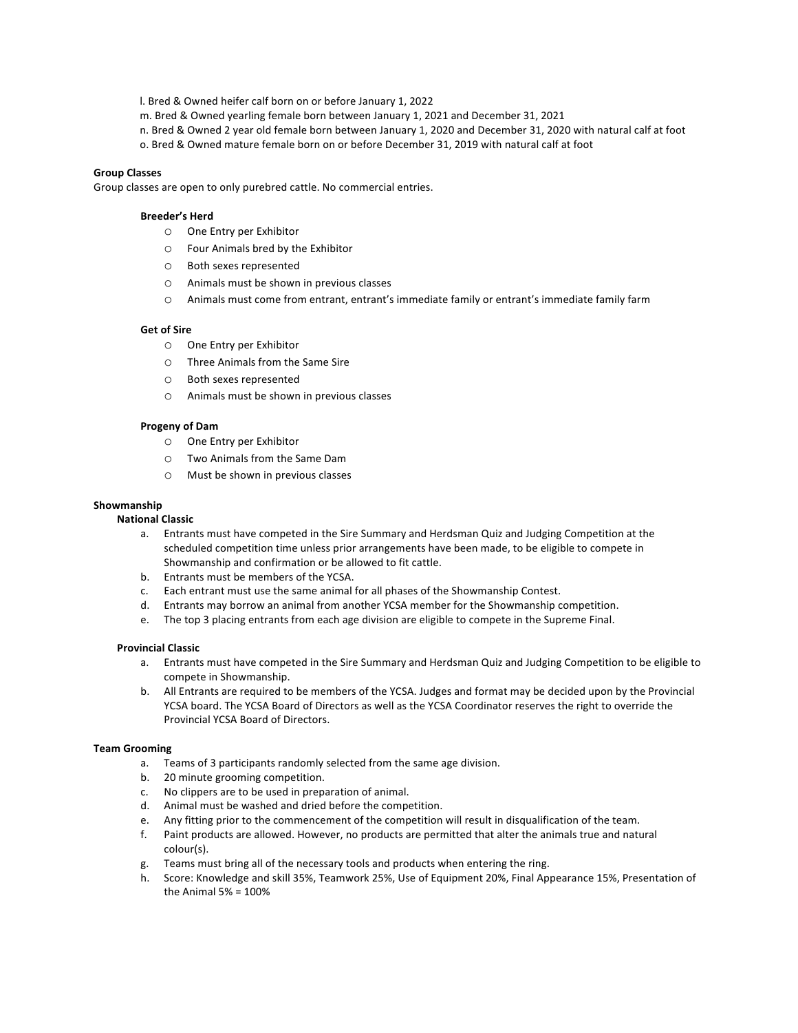l. Bred & Owned heifer calf born on or before January 1, 2022
m. Bred & Owned yearling female born between January 1, 2021 and December 31, 2021
n. Bred & Owned 2 year old female born between January 1, 2020 and December 31, 2020 with natural calf at foot
o. Bred & Owned mature female born on or before December 31, 2019 with natural calf at foot

**Group Classes**

Group classes are open to only purebred cattle. No commercial entries.

**Breeder's Herd**

- One Entry per Exhibitor
- Four Animals bred by the Exhibitor
- Both sexes represented
- Animals must be shown in previous classes
- Animals must come from entrant, entrant's immediate family or entrant's immediate family farm

**Get of Sire**

- One Entry per Exhibitor
- Three Animals from the Same Sire
- Both sexes represented
- Animals must be shown in previous classes

**Progeny of Dam**

- One Entry per Exhibitor
- Two Animals from the Same Dam
- Must be shown in previous classes

**Showmanship**

**National Classic**

a. Entrants must have competed in the Sire Summary and Herdsman Quiz and Judging Competition at the scheduled competition time unless prior arrangements have been made, to be eligible to compete in Showmanship and confirmation or be allowed to fit cattle.
b. Entrants must be members of the YCSA.
c. Each entrant must use the same animal for all phases of the Showmanship Contest.
d. Entrants may borrow an animal from another YCSA member for the Showmanship competition.
e. The top 3 placing entrants from each age division are eligible to compete in the Supreme Final.

**Provincial Classic**

a. Entrants must have competed in the Sire Summary and Herdsman Quiz and Judging Competition to be eligible to compete in Showmanship.
b. All Entrants are required to be members of the YCSA. Judges and format may be decided upon by the Provincial YCSA board. The YCSA Board of Directors as well as the YCSA Coordinator reserves the right to override the Provincial YCSA Board of Directors.

**Team Grooming**

a. Teams of 3 participants randomly selected from the same age division.
b. 20 minute grooming competition.
c. No clippers are to be used in preparation of animal.
d. Animal must be washed and dried before the competition.
e. Any fitting prior to the commencement of the competition will result in disqualification of the team.
f. Paint products are allowed. However, no products are permitted that alter the animals true and natural colour(s).
g. Teams must bring all of the necessary tools and products when entering the ring.
h. Score: Knowledge and skill 35%, Teamwork 25%, Use of Equipment 20%, Final Appearance 15%, Presentation of the Animal 5% = 100%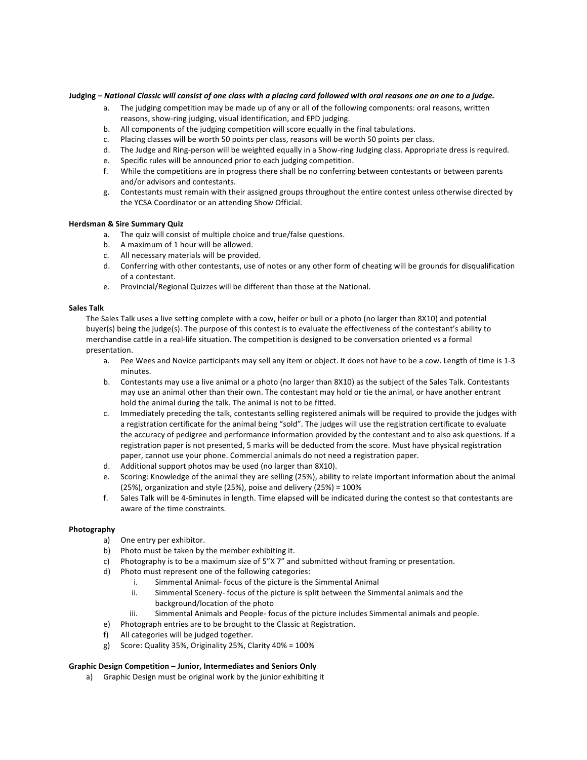**Judging –** ***National Classic will consist of one class with a placing card followed with oral reasons one on one to a judge.***

a. The judging competition may be made up of any or all of the following components: oral reasons, written reasons, show-ring judging, visual identification, and EPD judging.
b. All components of the judging competition will score equally in the final tabulations.
c. Placing classes will be worth 50 points per class, reasons will be worth 50 points per class.
d. The Judge and Ring-person will be weighted equally in a Show-ring Judging class. Appropriate dress is required.
e. Specific rules will be announced prior to each judging competition.
f. While the competitions are in progress there shall be no conferring between contestants or between parents and/or advisors and contestants.
g. Contestants must remain with their assigned groups throughout the entire contest unless otherwise directed by the YCSA Coordinator or an attending Show Official.

**Herdsman & Sire Summary Quiz**

a. The quiz will consist of multiple choice and true/false questions.
b. A maximum of 1 hour will be allowed.
c. All necessary materials will be provided.
d. Conferring with other contestants, use of notes or any other form of cheating will be grounds for disqualification of a contestant.
e. Provincial/Regional Quizzes will be different than those at the National.

**Sales Talk**

The Sales Talk uses a live setting complete with a cow, heifer or bull or a photo (no larger than 8X10) and potential buyer(s) being the judge(s). The purpose of this contest is to evaluate the effectiveness of the contestant's ability to merchandise cattle in a real-life situation. The competition is designed to be conversation oriented vs a formal presentation.

a. Pee Wees and Novice participants may sell any item or object. It does not have to be a cow. Length of time is 1-3 minutes.
b. Contestants may use a live animal or a photo (no larger than 8X10) as the subject of the Sales Talk. Contestants may use an animal other than their own. The contestant may hold or tie the animal, or have another entrant hold the animal during the talk. The animal is not to be fitted.
c. Immediately preceding the talk, contestants selling registered animals will be required to provide the judges with a registration certificate for the animal being "sold". The judges will use the registration certificate to evaluate the accuracy of pedigree and performance information provided by the contestant and to also ask questions. If a registration paper is not presented, 5 marks will be deducted from the score. Must have physical registration paper, cannot use your phone. Commercial animals do not need a registration paper.
d. Additional support photos may be used (no larger than 8X10).
e. Scoring: Knowledge of the animal they are selling (25%), ability to relate important information about the animal (25%), organization and style (25%), poise and delivery (25%) = 100%
f. Sales Talk will be 4-6minutes in length. Time elapsed will be indicated during the contest so that contestants are aware of the time constraints.

**Photography**

a) One entry per exhibitor.
b) Photo must be taken by the member exhibiting it.
c) Photography is to be a maximum size of 5"X 7" and submitted without framing or presentation.
d) Photo must represent one of the following categories:
    i. Simmental Animal- focus of the picture is the Simmental Animal
    ii. Simmental Scenery- focus of the picture is split between the Simmental animals and the background/location of the photo
    iii. Simmental Animals and People- focus of the picture includes Simmental animals and people.
e) Photograph entries are to be brought to the Classic at Registration.
f) All categories will be judged together.
g) Score: Quality 35%, Originality 25%, Clarity 40% = 100%

**Graphic Design Competition – Junior, Intermediates and Seniors Only**

a) Graphic Design must be original work by the junior exhibiting it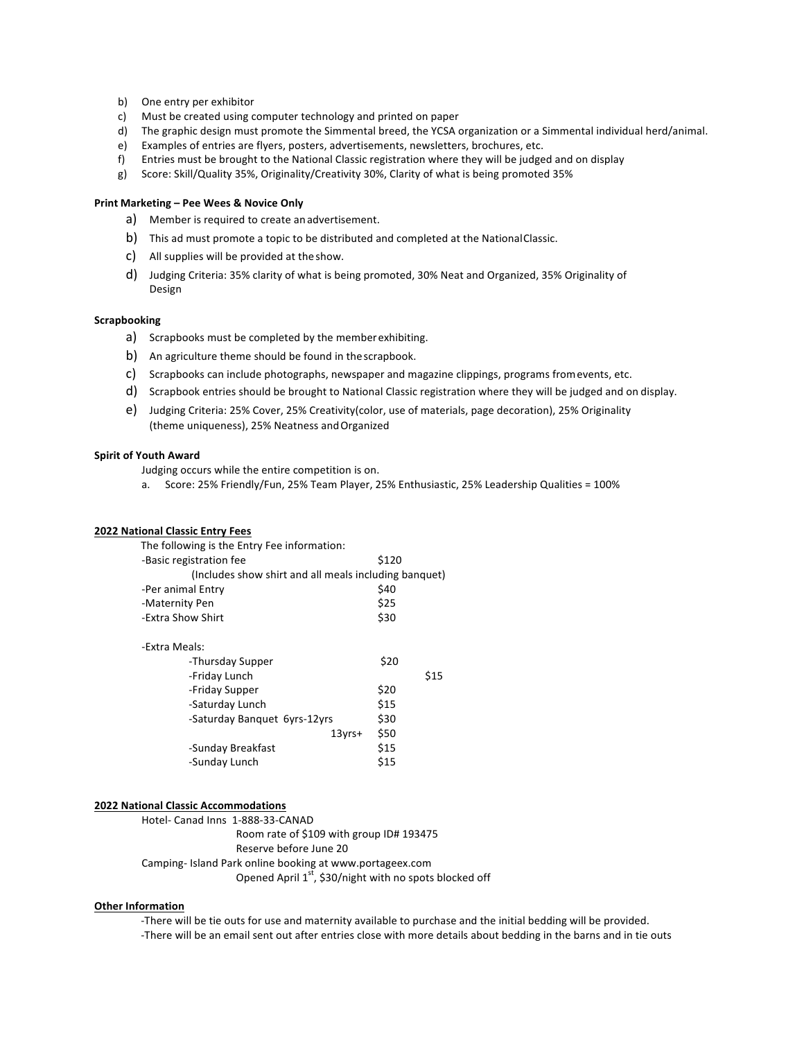b) One entry per exhibitor
c) Must be created using computer technology and printed on paper
d) The graphic design must promote the Simmental breed, the YCSA organization or a Simmental individual herd/animal.
e) Examples of entries are flyers, posters, advertisements, newsletters, brochures, etc.
f) Entries must be brought to the National Classic registration where they will be judged and on display
g) Score: Skill/Quality 35%, Originality/Creativity 30%, Clarity of what is being promoted 35%

**Print Marketing – Pee Wees & Novice Only**

a) Member is required to create an advertisement.
b) This ad must promote a topic to be distributed and completed at the National Classic.
c) All supplies will be provided at the show.
d) Judging Criteria: 35% clarity of what is being promoted, 30% Neat and Organized, 35% Originality of Design

**Scrapbooking**

a) Scrapbooks must be completed by the member exhibiting.
b) An agriculture theme should be found in the scrapbook.
c) Scrapbooks can include photographs, newspaper and magazine clippings, programs from events, etc.
d) Scrapbook entries should be brought to National Classic registration where they will be judged and on display.
e) Judging Criteria: 25% Cover, 25% Creativity(color, use of materials, page decoration), 25% Originality (theme uniqueness), 25% Neatness and Organized

**Spirit of Youth Award**

Judging occurs while the entire competition is on.

a. Score: 25% Friendly/Fun, 25% Team Player, 25% Enthusiastic, 25% Leadership Qualities = 100%

**2022 National Classic Entry Fees**

The following is the Entry Fee information:

| | |
|---|---|
| -Basic registration fee | $120 |
| (Includes show shirt and all meals including banquet) | |
| -Per animal Entry | $40 |
| -Maternity Pen | $25 |
| -Extra Show Shirt | $30 |

-Extra Meals:

| | |
|---|---|
| -Thursday Supper | $20 |
| -Friday Lunch | $15 |
| -Friday Supper | $20 |
| -Saturday Lunch | $15 |
| -Saturday Banquet 6yrs-12yrs | $30 |
| 13yrs+ | $50 |
| -Sunday Breakfast | $15 |
| -Sunday Lunch | $15 |

**2022 National Classic Accommodations**

Hotel- Canad Inns 1-888-33-CANAD
Room rate of $109 with group ID# 193475
Reserve before June 20

Camping- Island Park online booking at www.portageex.com
Opened April 1st, $30/night with no spots blocked off

**Other Information**

-There will be tie outs for use and maternity available to purchase and the initial bedding will be provided.

-There will be an email sent out after entries close with more details about bedding in the barns and in tie outs